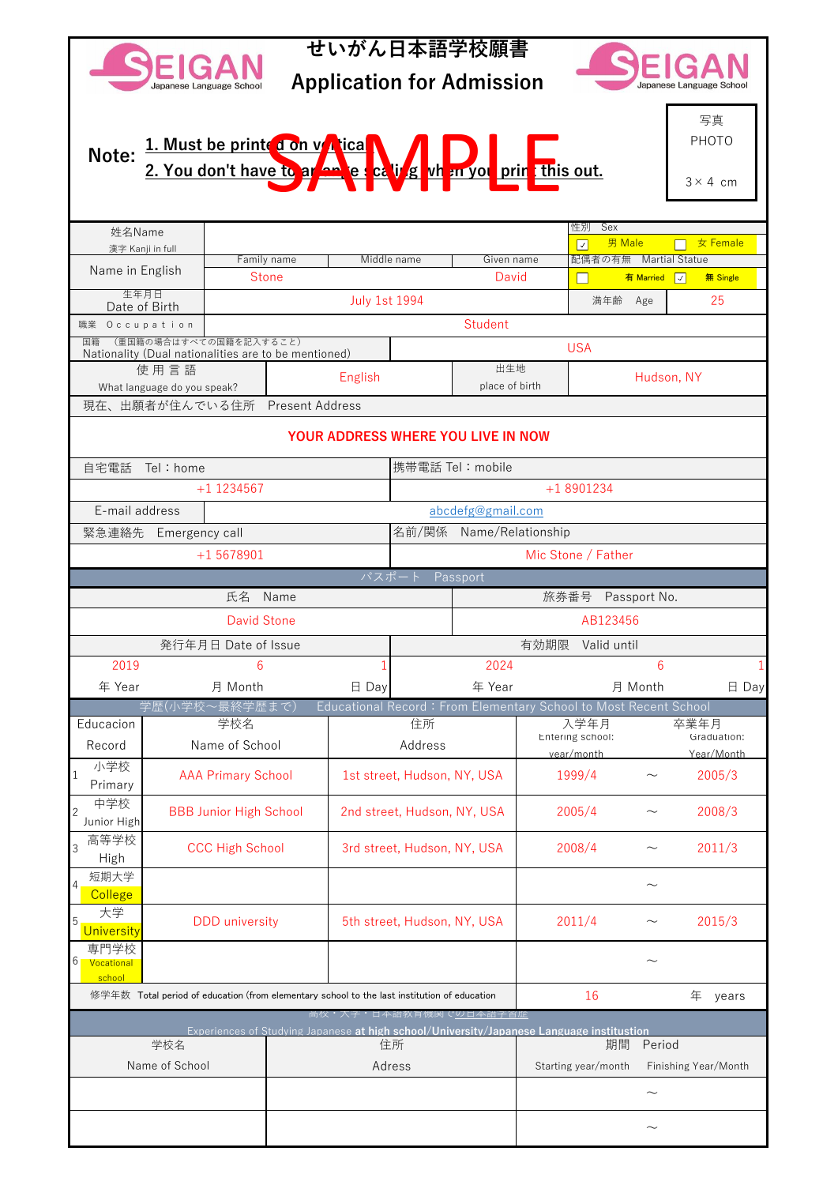# せいがん日本語学校願書

# Application for Admission

SEIGAN Japanese Language School

**Note:** 1. Must be printed on vertical 2. You don't have to arrange scaling when you print this out.

SAMPLE

写真 PHOTO 3× 4 cm

| 姓名Name 漢字 Kanji in full | | | | 性別 Sex | |
|---|---|---|---|---|---|
| | | | | ☑ 男 Male | ☐ 女 Female |
| Name in English | Family name | Middle name | Given name | 配偶者の有無 Martial Statue | |
| | Stone | | David | ☐ 有 Married | ☑ 無 Single |
| 生年月日 Date of Birth | July 1st 1994 | | | 満年齢 Age | 25 |
| 職業 Occupation | Student | | | | |
| 国籍 （重国籍の場合はすべての国籍を記入すること） Nationality (Dual nationalities are to be mentioned) | | USA | | | |
| 使用言語 What language do you speak? | English | | 出生地 place of birth | Hudson, NY | |

| 現在、出願者が住んでいる住所 Present Address | |
|---|---|
| YOUR ADDRESS WHERE YOU LIVE IN NOW | |
| 自宅電話 Tel：home | 携帯電話 Tel：mobile |
| +1 1234567 | +1 8901234 |
| E-mail address | abcdefg@gmail.com |
| 緊急連絡先 Emergency call | 名前/関係 Name/Relationship |
| +1 5678901 | Mic Stone / Father |

**パスポート Passport**

| 氏名 Name | | | 旅券番号 Passport No. | | |
|---|---|---|---|---|---|
| David Stone | | | AB123456 | | |
| 発行年月日 Date of Issue | | | 有効期限 Valid until | | |
| 2019 | 6 | 1 | 2024 | 6 | 1 |
| 年 Year | 月 Month | 日 Day | 年 Year | 月 Month | 日 Day |

**学歴(小学校～最終学歴まで) Educational Record：From Elementary School to Most Recent School**

| Educacion Record | 学校名 Name of School | 住所 Address | 入学年月 Entering school: year/month | | 卒業年月 Graduation: Year/Month |
|---|---|---|---|---|---|
| 1 小学校 Primary | AAA Primary School | 1st street, Hudson, NY, USA | 1999/4 | ～ | 2005/3 |
| 2 中学校 Junior High | BBB Junior High School | 2nd street, Hudson, NY, USA | 2005/4 | ～ | 2008/3 |
| 3 高等学校 High | CCC High School | 3rd street, Hudson, NY, USA | 2008/4 | ～ | 2011/3 |
| 4 短期大学 College | | | | ～ | |
| 5 大学 University | DDD university | 5th street, Hudson, NY, USA | 2011/4 | ～ | 2015/3 |
| 6 専門学校 Vocational school | | | | ～ | |
| 修学年数 Total period of education (from elementary school to the last institution of education | | | 16 | | 年 years |

**高校・大学・日本語教育機関での日本語学習歴 Experiences of Studying Japanese at high school/University/Japanese Language institution**

| 学校名 Name of School | 住所 Adress | 期間 Period Starting year/month | | Finishing Year/Month |
|---|---|---|---|---|
| | | | ～ | |
| | | | ～ | |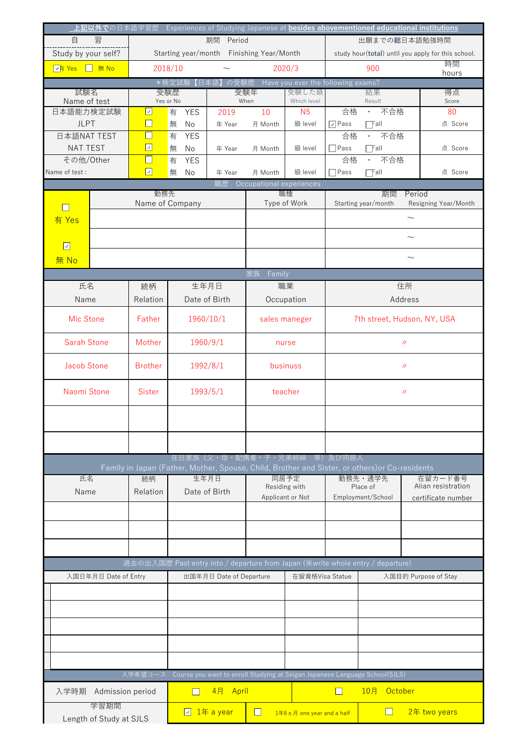## 上記以外での日本語学習歴　Experiences of Studying Japanese at **besides abovementioned educational institutions**

| 自　習 Study by your self? | 期間 Period Starting year/month | | Finishing Year/Month | 出願までの総日本語勉強時間 study hour(total) until you apply for this school. | 時間 hours |
|---|---|---|---|---|---|
| ☑有 Yes　☐ 無 No | 2018/10 | 〜 | 2020/3 | 900 | |

## ＊検定試験【日本語】の受験歴　Have you ever the following exams?

| 試験名 Name of test | 受験歴 Yes or No | 受験年 When | | 受験した級 Which level | 結果 Result | 得点 Score |
|---|---|---|---|---|---|---|
| 日本語能力検定試験 JLPT | ☑ 有 YES ☐ 無 No | 2019 年 Year | 10 月 Month | N5 級 level | 合格・不合格 ☑Pass ☐Fall | 80 点 Score |
| 日本語NAT TEST NAT TEST | ☐ 有 YES ☑ 無 No | 年 Year | 月 Month | 級 level | 合格・不合格 ☐Pass ☐Fall | 点 Score |
| その他/Other Name of test : | ☐ 有 YES ☑ 無 No | 年 Year | 月 Month | 級 level | 合格・不合格 ☐Pass ☐Fall | 点 Score |

## 職歴　Occupational experiences

| ☐ 有 Yes ☑ 無 No | 勤務先 Name of Company | 職種 Type of Work | 期間 Period Starting year/month 〜 Resigning Year/Month |
|---|---|---|---|
| | | | 〜 |
| | | | 〜 |
| | | | 〜 |

## 家族　Family

| 氏名 Name | 続柄 Relation | 生年月日 Date of Birth | 職業 Occupation | 住所 Address |
|---|---|---|---|---|
| Mic Stone | Father | 1960/10/1 | sales maneger | 7th street, Hudson, NY, USA |
| Sarah Stone | Mother | 1960/9/1 | nurse | 〃 |
| Jacob Stone | Brother | 1992/8/1 | businuss | 〃 |
| Naomi Stone | Sister | 1993/5/1 | teacher | 〃 |
| | | | | |
| | | | | |

## 在日家族（父・母・配偶者・子・兄弟姉妹　等）及び同居人 Family in Japan (Father, Mother, Spouse, Child, Brother and Sister, or others)or Co-residents

| 氏名 Name | 続柄 Relation | 生年月日 Date of Birth | 同居予定 Residing with Applicant or Not | 勤務先・通学先 Place of Employment/School | 在留カード番号 Alian resistration certificate number |
|---|---|---|---|---|---|
| | | | | | |
| | | | | | |
| | | | | | |

## 過去の出入国歴 Past entry into / departure from Japan (※write whole entry / departure)

| 入国日年月日 Date of Entry | 出国年月日 Date of Departure | 在留資格Visa Statue | 入国目的 Purpose of Stay |
|---|---|---|---|
| | | | |
| | | | |
| | | | |
| | | | |
| | | | |

## 入学希望コース　Course you want to enroll Studying at Seigan Japanese Language School(SJLS)

| 入学時期　Admission period | ☐ 4月　April | | ☐ 10月　October |
|---|---|---|---|
| 学習期間 Length of Study at SJLS | ☑ 1年 a year | ☐ 1年6ヵ月 one year and a half | ☐ 2年 two years |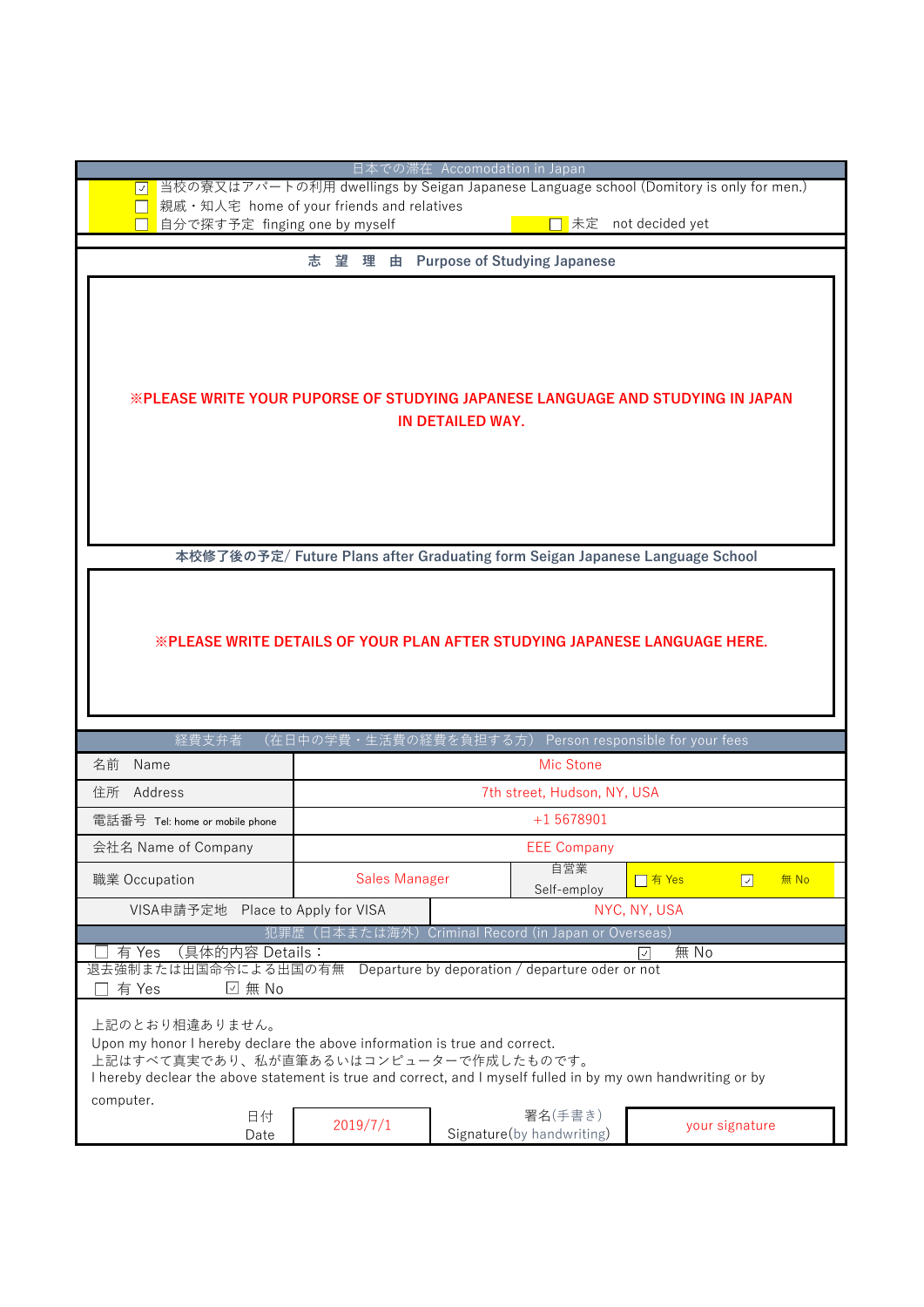## 日本での滞在 Accomodation in Japan

- ☑ 当校の寮又はアパートの利用 dwellings by Seigan Japanese Language school (Domitory is only for men.)
- ☐ 親戚・知人宅 home of your friends and relatives
- ☐ 自分で探す予定 finging one by myself　　☐ 未定 not decided yet

## 志 望 理 由 Purpose of Studying Japanese

**※PLEASE WRITE YOUR PUPORSE OF STUDYING JAPANESE LANGUAGE AND STUDYING IN JAPAN IN DETAILED WAY.**

## 本校修了後の予定/ Future Plans after Graduating form Seigan Japanese Language School

**※PLEASE WRITE DETAILS OF YOUR PLAN AFTER STUDYING JAPANESE LANGUAGE HERE.**

## 経費支弁者 （在日中の学費・生活費の経費を負担する方） Person responsible for your fees

| | | | |
|---|---|---|---|
| 名前 Name | Mic Stone | | |
| 住所 Address | 7th street, Hudson, NY, USA | | |
| 電話番号 Tel: home or mobile phone | +1 5678901 | | |
| 会社名 Name of Company | EEE Company | | |
| 職業 Occupation | Sales Manager | 自営業 Self-employ | ☐ 有 Yes ☑ 無 No |
| VISA申請予定地 Place to Apply for VISA | NYC, NY, USA | | |

## 犯罪歴（日本または海外） Criminal Record (in Japan or Overseas)

☐ 有 Yes （具体的内容 Details：　　☑ 無 No

退去強制または出国命令による出国の有無 Departure by deporation / departure oder or not

☐ 有 Yes　☑ 無 No

上記のとおり相違ありません。
Upon my honor I hereby declare the above information is true and correct.
上記はすべて真実であり、私が直筆あるいはコンピューターで作成したものです。
I hereby declear the above statement is true and correct, and I myself fulled in by my own handwriting or by computer.

| | | | |
|---|---|---|---|
| 日付 Date | 2019/7/1 | 署名(手書き) Signature(by handwriting) | your signature |